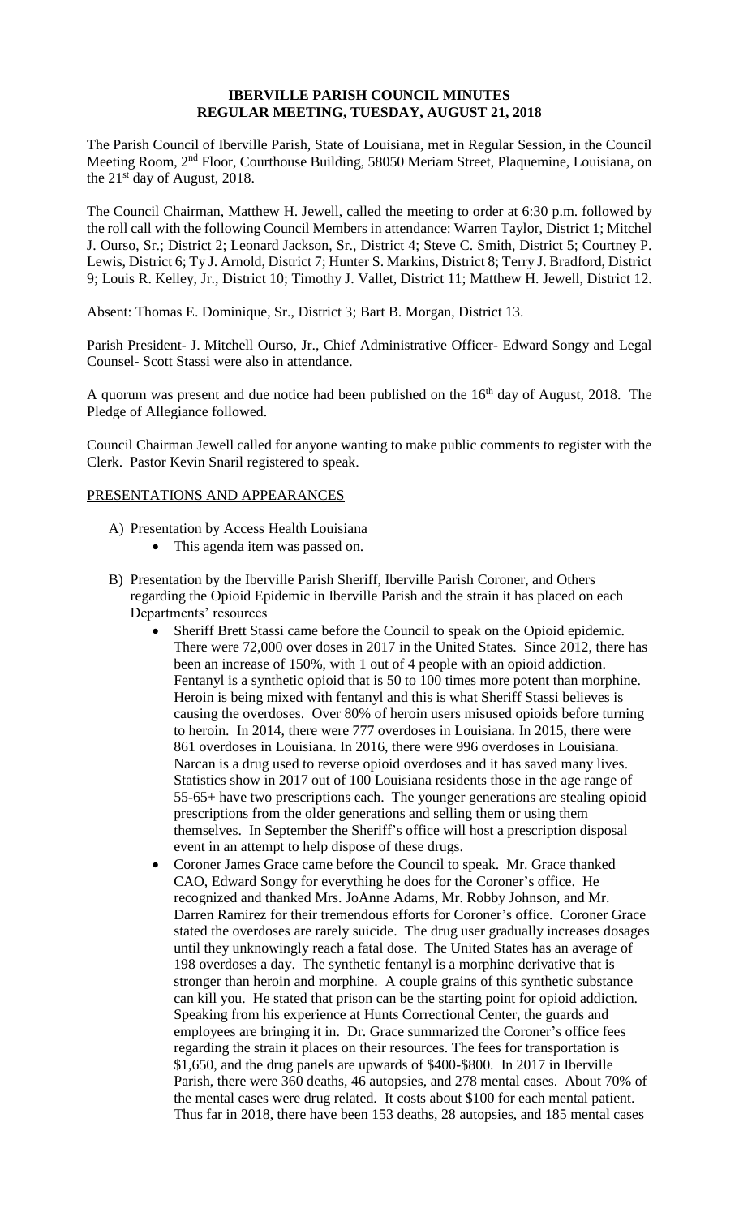# IBERVILLE PARISH COUNCIL MINUTES
## REGULAR MEETING, TUESDAY, AUGUST 21, 2018

The Parish Council of Iberville Parish, State of Louisiana, met in Regular Session, in the Council Meeting Room, 2nd Floor, Courthouse Building, 58050 Meriam Street, Plaquemine, Louisiana, on the 21st day of August, 2018.

The Council Chairman, Matthew H. Jewell, called the meeting to order at 6:30 p.m. followed by the roll call with the following Council Members in attendance: Warren Taylor, District 1; Mitchel J. Ourso, Sr.; District 2; Leonard Jackson, Sr., District 4; Steve C. Smith, District 5; Courtney P. Lewis, District 6; Ty J. Arnold, District 7; Hunter S. Markins, District 8; Terry J. Bradford, District 9; Louis R. Kelley, Jr., District 10; Timothy J. Vallet, District 11; Matthew H. Jewell, District 12.

Absent: Thomas E. Dominique, Sr., District 3; Bart B. Morgan, District 13.

Parish President- J. Mitchell Ourso, Jr., Chief Administrative Officer- Edward Songy and Legal Counsel- Scott Stassi were also in attendance.

A quorum was present and due notice had been published on the 16th day of August, 2018. The Pledge of Allegiance followed.

Council Chairman Jewell called for anyone wanting to make public comments to register with the Clerk. Pastor Kevin Snaril registered to speak.

PRESENTATIONS AND APPEARANCES

A) Presentation by Access Health Louisiana
   - This agenda item was passed on.

B) Presentation by the Iberville Parish Sheriff, Iberville Parish Coroner, and Others regarding the Opioid Epidemic in Iberville Parish and the strain it has placed on each Departments' resources
   - Sheriff Brett Stassi came before the Council to speak on the Opioid epidemic. There were 72,000 over doses in 2017 in the United States. Since 2012, there has been an increase of 150%, with 1 out of 4 people with an opioid addiction. Fentanyl is a synthetic opioid that is 50 to 100 times more potent than morphine. Heroin is being mixed with fentanyl and this is what Sheriff Stassi believes is causing the overdoses. Over 80% of heroin users misused opioids before turning to heroin. In 2014, there were 777 overdoses in Louisiana. In 2015, there were 861 overdoses in Louisiana. In 2016, there were 996 overdoses in Louisiana. Narcan is a drug used to reverse opioid overdoses and it has saved many lives. Statistics show in 2017 out of 100 Louisiana residents those in the age range of 55-65+ have two prescriptions each. The younger generations are stealing opioid prescriptions from the older generations and selling them or using them themselves. In September the Sheriff's office will host a prescription disposal event in an attempt to help dispose of these drugs.
   - Coroner James Grace came before the Council to speak. Mr. Grace thanked CAO, Edward Songy for everything he does for the Coroner's office. He recognized and thanked Mrs. JoAnne Adams, Mr. Robby Johnson, and Mr. Darren Ramirez for their tremendous efforts for Coroner's office. Coroner Grace stated the overdoses are rarely suicide. The drug user gradually increases dosages until they unknowingly reach a fatal dose. The United States has an average of 198 overdoses a day. The synthetic fentanyl is a morphine derivative that is stronger than heroin and morphine. A couple grains of this synthetic substance can kill you. He stated that prison can be the starting point for opioid addiction. Speaking from his experience at Hunts Correctional Center, the guards and employees are bringing it in. Dr. Grace summarized the Coroner's office fees regarding the strain it places on their resources. The fees for transportation is $1,650, and the drug panels are upwards of $400-$800. In 2017 in Iberville Parish, there were 360 deaths, 46 autopsies, and 278 mental cases. About 70% of the mental cases were drug related. It costs about $100 for each mental patient. Thus far in 2018, there have been 153 deaths, 28 autopsies, and 185 mental cases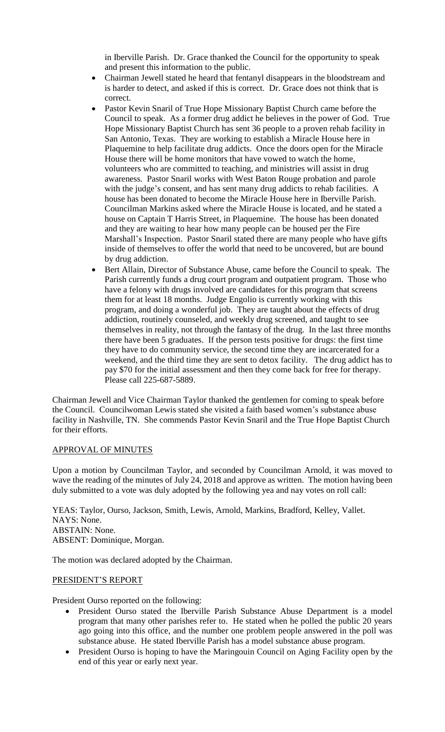in Iberville Parish. Dr. Grace thanked the Council for the opportunity to speak and present this information to the public.

- Chairman Jewell stated he heard that fentanyl disappears in the bloodstream and is harder to detect, and asked if this is correct. Dr. Grace does not think that is correct.
- Pastor Kevin Snaril of True Hope Missionary Baptist Church came before the Council to speak. As a former drug addict he believes in the power of God. True Hope Missionary Baptist Church has sent 36 people to a proven rehab facility in San Antonio, Texas. They are working to establish a Miracle House here in Plaquemine to help facilitate drug addicts. Once the doors open for the Miracle House there will be home monitors that have vowed to watch the home, volunteers who are committed to teaching, and ministries will assist in drug awareness. Pastor Snaril works with West Baton Rouge probation and parole with the judge's consent, and has sent many drug addicts to rehab facilities. A house has been donated to become the Miracle House here in Iberville Parish. Councilman Markins asked where the Miracle House is located, and he stated a house on Captain T Harris Street, in Plaquemine. The house has been donated and they are waiting to hear how many people can be housed per the Fire Marshall's Inspection. Pastor Snaril stated there are many people who have gifts inside of themselves to offer the world that need to be uncovered, but are bound by drug addiction.
- Bert Allain, Director of Substance Abuse, came before the Council to speak. The Parish currently funds a drug court program and outpatient program. Those who have a felony with drugs involved are candidates for this program that screens them for at least 18 months. Judge Engolio is currently working with this program, and doing a wonderful job. They are taught about the effects of drug addiction, routinely counseled, and weekly drug screened, and taught to see themselves in reality, not through the fantasy of the drug. In the last three months there have been 5 graduates. If the person tests positive for drugs: the first time they have to do community service, the second time they are incarcerated for a weekend, and the third time they are sent to detox facility. The drug addict has to pay $70 for the initial assessment and then they come back for free for therapy. Please call 225-687-5889.

Chairman Jewell and Vice Chairman Taylor thanked the gentlemen for coming to speak before the Council. Councilwoman Lewis stated she visited a faith based women's substance abuse facility in Nashville, TN. She commends Pastor Kevin Snaril and the True Hope Baptist Church for their efforts.

## APPROVAL OF MINUTES

Upon a motion by Councilman Taylor, and seconded by Councilman Arnold, it was moved to wave the reading of the minutes of July 24, 2018 and approve as written. The motion having been duly submitted to a vote was duly adopted by the following yea and nay votes on roll call:

YEAS: Taylor, Ourso, Jackson, Smith, Lewis, Arnold, Markins, Bradford, Kelley, Vallet.
NAYS: None.
ABSTAIN: None.
ABSENT: Dominique, Morgan.

The motion was declared adopted by the Chairman.

## PRESIDENT'S REPORT

President Ourso reported on the following:

- President Ourso stated the Iberville Parish Substance Abuse Department is a model program that many other parishes refer to. He stated when he polled the public 20 years ago going into this office, and the number one problem people answered in the poll was substance abuse. He stated Iberville Parish has a model substance abuse program.
- President Ourso is hoping to have the Maringouin Council on Aging Facility open by the end of this year or early next year.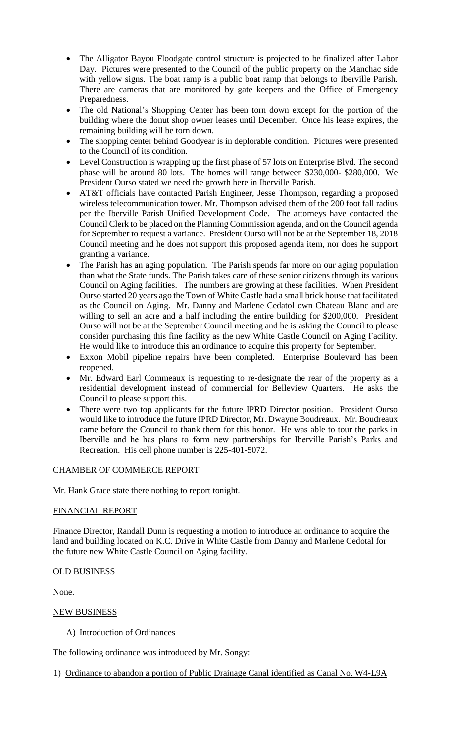- The Alligator Bayou Floodgate control structure is projected to be finalized after Labor Day. Pictures were presented to the Council of the public property on the Manchac side with yellow signs. The boat ramp is a public boat ramp that belongs to Iberville Parish. There are cameras that are monitored by gate keepers and the Office of Emergency Preparedness.
- The old National's Shopping Center has been torn down except for the portion of the building where the donut shop owner leases until December. Once his lease expires, the remaining building will be torn down.
- The shopping center behind Goodyear is in deplorable condition. Pictures were presented to the Council of its condition.
- Level Construction is wrapping up the first phase of 57 lots on Enterprise Blvd. The second phase will be around 80 lots. The homes will range between $230,000- $280,000. We President Ourso stated we need the growth here in Iberville Parish.
- AT&T officials have contacted Parish Engineer, Jesse Thompson, regarding a proposed wireless telecommunication tower. Mr. Thompson advised them of the 200 foot fall radius per the Iberville Parish Unified Development Code. The attorneys have contacted the Council Clerk to be placed on the Planning Commission agenda, and on the Council agenda for September to request a variance. President Ourso will not be at the September 18, 2018 Council meeting and he does not support this proposed agenda item, nor does he support granting a variance.
- The Parish has an aging population. The Parish spends far more on our aging population than what the State funds. The Parish takes care of these senior citizens through its various Council on Aging facilities. The numbers are growing at these facilities. When President Ourso started 20 years ago the Town of White Castle had a small brick house that facilitated as the Council on Aging. Mr. Danny and Marlene Cedatol own Chateau Blanc and are willing to sell an acre and a half including the entire building for $200,000. President Ourso will not be at the September Council meeting and he is asking the Council to please consider purchasing this fine facility as the new White Castle Council on Aging Facility. He would like to introduce this an ordinance to acquire this property for September.
- Exxon Mobil pipeline repairs have been completed. Enterprise Boulevard has been reopened.
- Mr. Edward Earl Commeaux is requesting to re-designate the rear of the property as a residential development instead of commercial for Belleview Quarters. He asks the Council to please support this.
- There were two top applicants for the future IPRD Director position. President Ourso would like to introduce the future IPRD Director, Mr. Dwayne Boudreaux. Mr. Boudreaux came before the Council to thank them for this honor. He was able to tour the parks in Iberville and he has plans to form new partnerships for Iberville Parish's Parks and Recreation. His cell phone number is 225-401-5072.

## CHAMBER OF COMMERCE REPORT

Mr. Hank Grace state there nothing to report tonight.

## FINANCIAL REPORT

Finance Director, Randall Dunn is requesting a motion to introduce an ordinance to acquire the land and building located on K.C. Drive in White Castle from Danny and Marlene Cedotal for the future new White Castle Council on Aging facility.

## OLD BUSINESS

None.

## NEW BUSINESS

A) Introduction of Ordinances

The following ordinance was introduced by Mr. Songy:

1) Ordinance to abandon a portion of Public Drainage Canal identified as Canal No. W4-L9A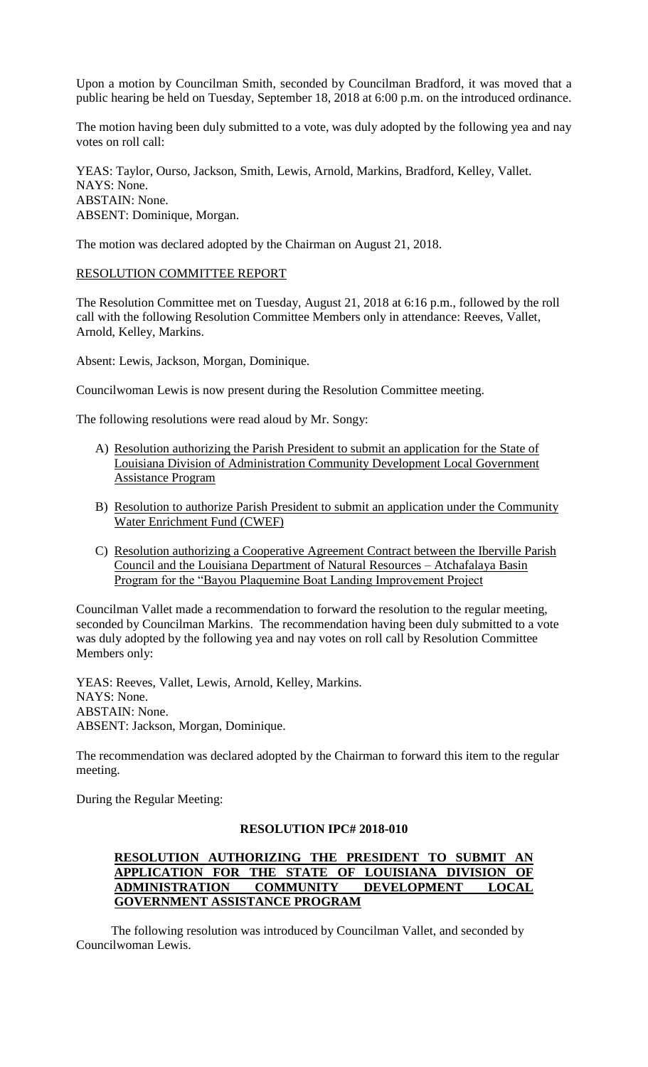Upon a motion by Councilman Smith, seconded by Councilman Bradford, it was moved that a public hearing be held on Tuesday, September 18, 2018 at 6:00 p.m. on the introduced ordinance.

The motion having been duly submitted to a vote, was duly adopted by the following yea and nay votes on roll call:

YEAS: Taylor, Ourso, Jackson, Smith, Lewis, Arnold, Markins, Bradford, Kelley, Vallet.
NAYS: None.
ABSTAIN: None.
ABSENT: Dominique, Morgan.

The motion was declared adopted by the Chairman on August 21, 2018.

RESOLUTION COMMITTEE REPORT

The Resolution Committee met on Tuesday, August 21, 2018 at 6:16 p.m., followed by the roll call with the following Resolution Committee Members only in attendance: Reeves, Vallet, Arnold, Kelley, Markins.

Absent: Lewis, Jackson, Morgan, Dominique.

Councilwoman Lewis is now present during the Resolution Committee meeting.

The following resolutions were read aloud by Mr. Songy:

A) Resolution authorizing the Parish President to submit an application for the State of Louisiana Division of Administration Community Development Local Government Assistance Program

B) Resolution to authorize Parish President to submit an application under the Community Water Enrichment Fund (CWEF)

C) Resolution authorizing a Cooperative Agreement Contract between the Iberville Parish Council and the Louisiana Department of Natural Resources – Atchafalaya Basin Program for the "Bayou Plaquemine Boat Landing Improvement Project

Councilman Vallet made a recommendation to forward the resolution to the regular meeting, seconded by Councilman Markins. The recommendation having been duly submitted to a vote was duly adopted by the following yea and nay votes on roll call by Resolution Committee Members only:

YEAS: Reeves, Vallet, Lewis, Arnold, Kelley, Markins.
NAYS: None.
ABSTAIN: None.
ABSENT: Jackson, Morgan, Dominique.

The recommendation was declared adopted by the Chairman to forward this item to the regular meeting.

During the Regular Meeting:

**RESOLUTION IPC# 2018-010**

**RESOLUTION AUTHORIZING THE PRESIDENT TO SUBMIT AN APPLICATION FOR THE STATE OF LOUISIANA DIVISION OF ADMINISTRATION COMMUNITY DEVELOPMENT LOCAL GOVERNMENT ASSISTANCE PROGRAM**

The following resolution was introduced by Councilman Vallet, and seconded by Councilwoman Lewis.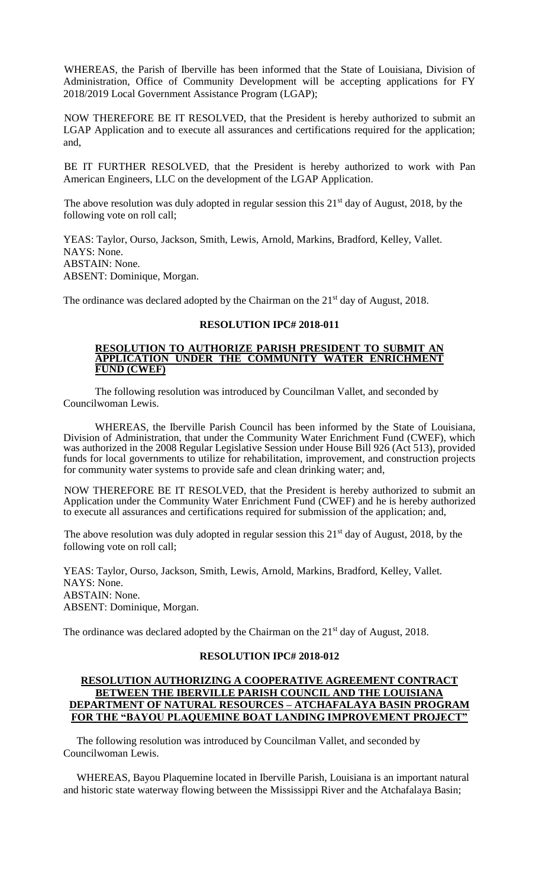WHEREAS, the Parish of Iberville has been informed that the State of Louisiana, Division of Administration, Office of Community Development will be accepting applications for FY 2018/2019 Local Government Assistance Program (LGAP);

NOW THEREFORE BE IT RESOLVED, that the President is hereby authorized to submit an LGAP Application and to execute all assurances and certifications required for the application; and,

BE IT FURTHER RESOLVED, that the President is hereby authorized to work with Pan American Engineers, LLC on the development of the LGAP Application.

The above resolution was duly adopted in regular session this 21st day of August, 2018, by the following vote on roll call;

YEAS: Taylor, Ourso, Jackson, Smith, Lewis, Arnold, Markins, Bradford, Kelley, Vallet.
NAYS: None.
ABSTAIN: None.
ABSENT: Dominique, Morgan.

The ordinance was declared adopted by the Chairman on the 21st day of August, 2018.

**RESOLUTION IPC# 2018-011**

**RESOLUTION TO AUTHORIZE PARISH PRESIDENT TO SUBMIT AN APPLICATION UNDER THE COMMUNITY WATER ENRICHMENT FUND (CWEF)**

The following resolution was introduced by Councilman Vallet, and seconded by Councilwoman Lewis.

WHEREAS, the Iberville Parish Council has been informed by the State of Louisiana, Division of Administration, that under the Community Water Enrichment Fund (CWEF), which was authorized in the 2008 Regular Legislative Session under House Bill 926 (Act 513), provided funds for local governments to utilize for rehabilitation, improvement, and construction projects for community water systems to provide safe and clean drinking water; and,

NOW THEREFORE BE IT RESOLVED, that the President is hereby authorized to submit an Application under the Community Water Enrichment Fund (CWEF) and he is hereby authorized to execute all assurances and certifications required for submission of the application; and,

The above resolution was duly adopted in regular session this 21st day of August, 2018, by the following vote on roll call;

YEAS: Taylor, Ourso, Jackson, Smith, Lewis, Arnold, Markins, Bradford, Kelley, Vallet.
NAYS: None.
ABSTAIN: None.
ABSENT: Dominique, Morgan.

The ordinance was declared adopted by the Chairman on the 21st day of August, 2018.

**RESOLUTION IPC# 2018-012**

**RESOLUTION AUTHORIZING A COOPERATIVE AGREEMENT CONTRACT BETWEEN THE IBERVILLE PARISH COUNCIL AND THE LOUISIANA DEPARTMENT OF NATURAL RESOURCES – ATCHAFALAYA BASIN PROGRAM FOR THE "BAYOU PLAQUEMINE BOAT LANDING IMPROVEMENT PROJECT"**

The following resolution was introduced by Councilman Vallet, and seconded by Councilwoman Lewis.

WHEREAS, Bayou Plaquemine located in Iberville Parish, Louisiana is an important natural and historic state waterway flowing between the Mississippi River and the Atchafalaya Basin;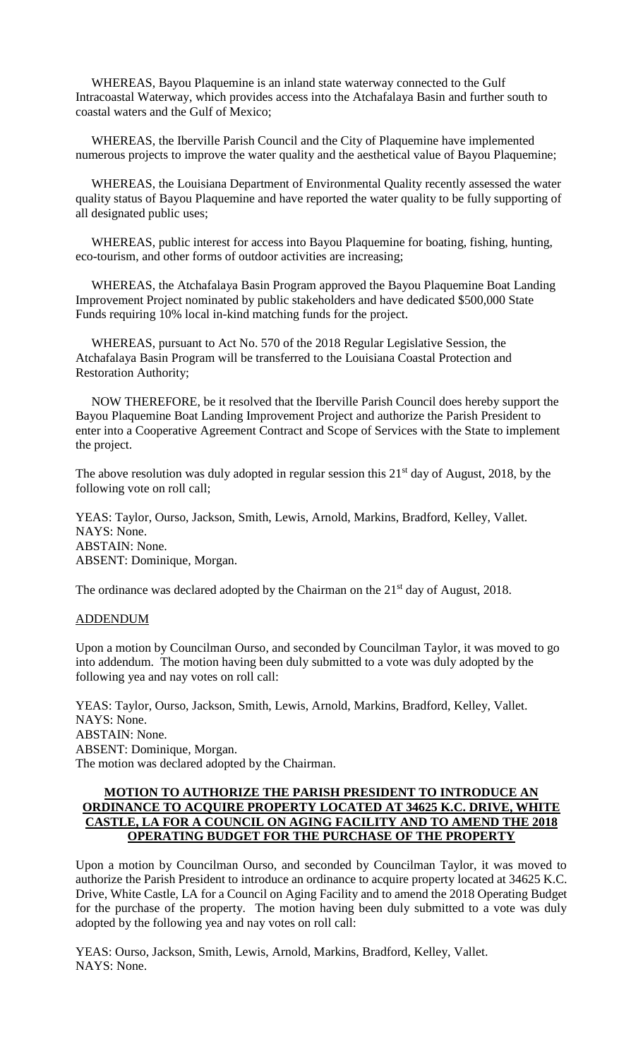WHEREAS, Bayou Plaquemine is an inland state waterway connected to the Gulf Intracoastal Waterway, which provides access into the Atchafalaya Basin and further south to coastal waters and the Gulf of Mexico;

WHEREAS, the Iberville Parish Council and the City of Plaquemine have implemented numerous projects to improve the water quality and the aesthetical value of Bayou Plaquemine;

WHEREAS, the Louisiana Department of Environmental Quality recently assessed the water quality status of Bayou Plaquemine and have reported the water quality to be fully supporting of all designated public uses;

WHEREAS, public interest for access into Bayou Plaquemine for boating, fishing, hunting, eco-tourism, and other forms of outdoor activities are increasing;

WHEREAS, the Atchafalaya Basin Program approved the Bayou Plaquemine Boat Landing Improvement Project nominated by public stakeholders and have dedicated $500,000 State Funds requiring 10% local in-kind matching funds for the project.

WHEREAS, pursuant to Act No. 570 of the 2018 Regular Legislative Session, the Atchafalaya Basin Program will be transferred to the Louisiana Coastal Protection and Restoration Authority;

NOW THEREFORE, be it resolved that the Iberville Parish Council does hereby support the Bayou Plaquemine Boat Landing Improvement Project and authorize the Parish President to enter into a Cooperative Agreement Contract and Scope of Services with the State to implement the project.

The above resolution was duly adopted in regular session this 21st day of August, 2018, by the following vote on roll call;

YEAS: Taylor, Ourso, Jackson, Smith, Lewis, Arnold, Markins, Bradford, Kelley, Vallet.
NAYS: None.
ABSTAIN: None.
ABSENT: Dominique, Morgan.

The ordinance was declared adopted by the Chairman on the 21st day of August, 2018.

ADDENDUM

Upon a motion by Councilman Ourso, and seconded by Councilman Taylor, it was moved to go into addendum. The motion having been duly submitted to a vote was duly adopted by the following yea and nay votes on roll call:

YEAS: Taylor, Ourso, Jackson, Smith, Lewis, Arnold, Markins, Bradford, Kelley, Vallet.
NAYS: None.
ABSTAIN: None.
ABSENT: Dominique, Morgan.
The motion was declared adopted by the Chairman.

**MOTION TO AUTHORIZE THE PARISH PRESIDENT TO INTRODUCE AN ORDINANCE TO ACQUIRE PROPERTY LOCATED AT 34625 K.C. DRIVE, WHITE CASTLE, LA FOR A COUNCIL ON AGING FACILITY AND TO AMEND THE 2018 OPERATING BUDGET FOR THE PURCHASE OF THE PROPERTY**

Upon a motion by Councilman Ourso, and seconded by Councilman Taylor, it was moved to authorize the Parish President to introduce an ordinance to acquire property located at 34625 K.C. Drive, White Castle, LA for a Council on Aging Facility and to amend the 2018 Operating Budget for the purchase of the property. The motion having been duly submitted to a vote was duly adopted by the following yea and nay votes on roll call:

YEAS: Ourso, Jackson, Smith, Lewis, Arnold, Markins, Bradford, Kelley, Vallet.
NAYS: None.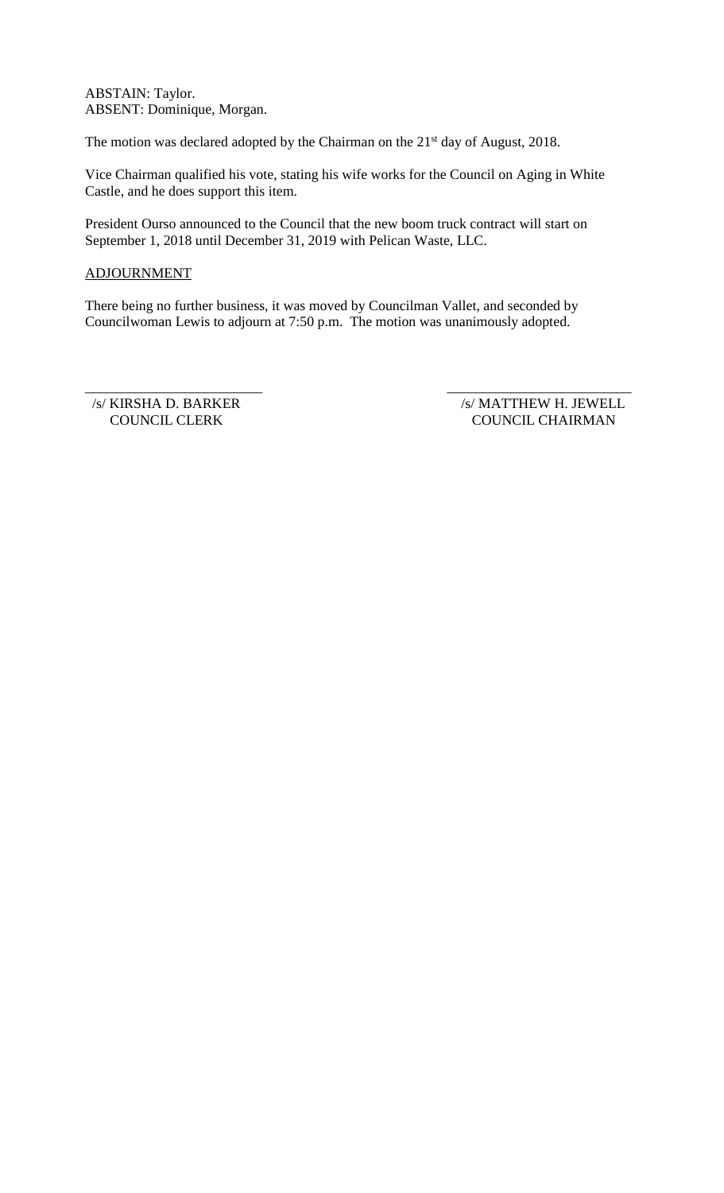ABSTAIN: Taylor.
ABSENT: Dominique, Morgan.

The motion was declared adopted by the Chairman on the 21st day of August, 2018.

Vice Chairman qualified his vote, stating his wife works for the Council on Aging in White Castle, and he does support this item.

President Ourso announced to the Council that the new boom truck contract will start on September 1, 2018 until December 31, 2019 with Pelican Waste, LLC.

## ADJOURNMENT

There being no further business, it was moved by Councilman Vallet, and seconded by Councilwoman Lewis to adjourn at 7:50 p.m. The motion was unanimously adopted.

| | |
|---|---|
| /s/ KIRSHA D. BARKER | /s/ MATTHEW H. JEWELL |
| COUNCIL CLERK | COUNCIL CHAIRMAN |